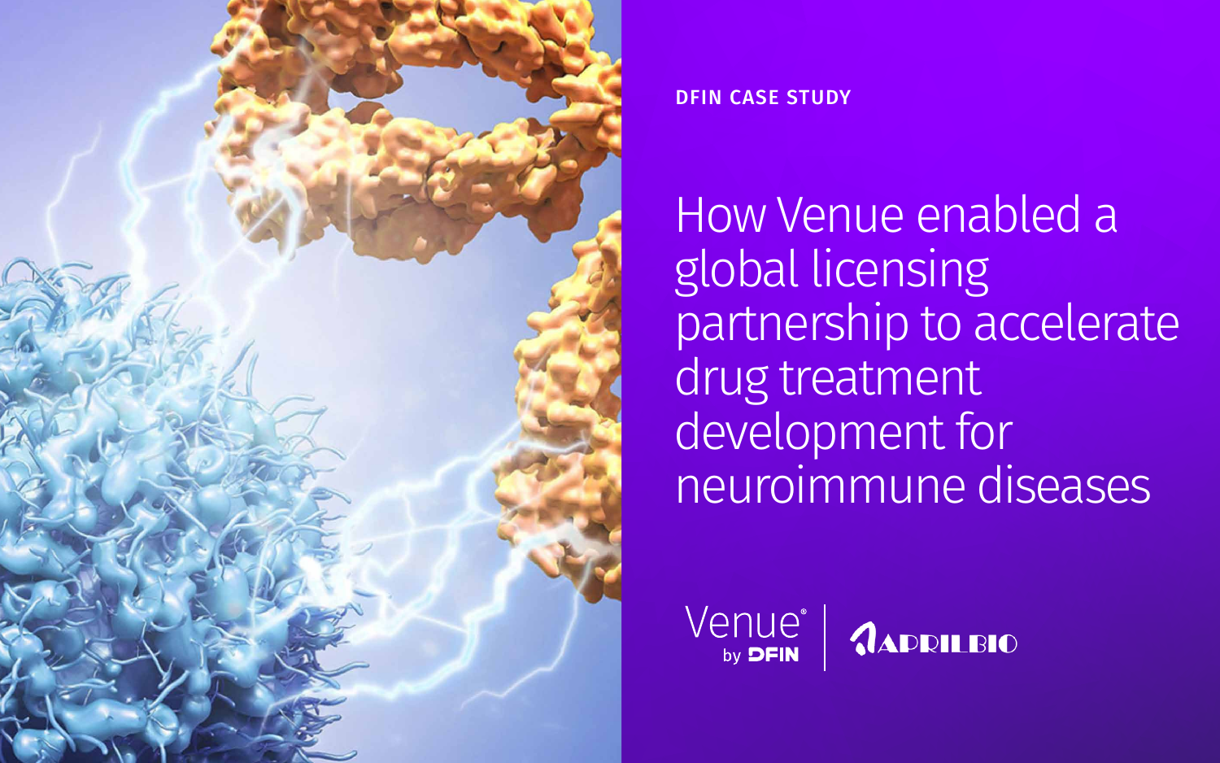DFIN CASE STUDY

# How Venue enabled a global licensing partnership to accelerate drug treatment development for neuroimmune diseases

Venue® by DFIN | APRILBIO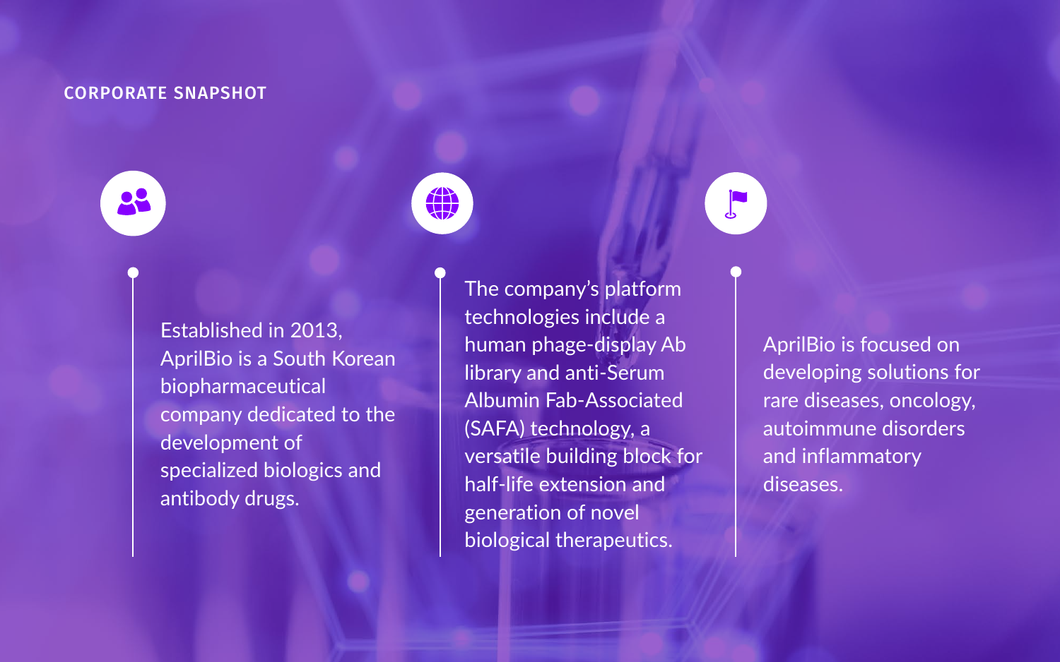## CORPORATE SNAPSHOT

Established in 2013, AprilBio is a South Korean biopharmaceutical company dedicated to the development of specialized biologics and antibody drugs.

The company's platform technologies include a human phage-display Ab library and anti-Serum Albumin Fab-Associated (SAFA) technology, a versatile building block for half-life extension and generation of novel biological therapeutics.

AprilBio is focused on developing solutions for rare diseases, oncology, autoimmune disorders and inflammatory diseases.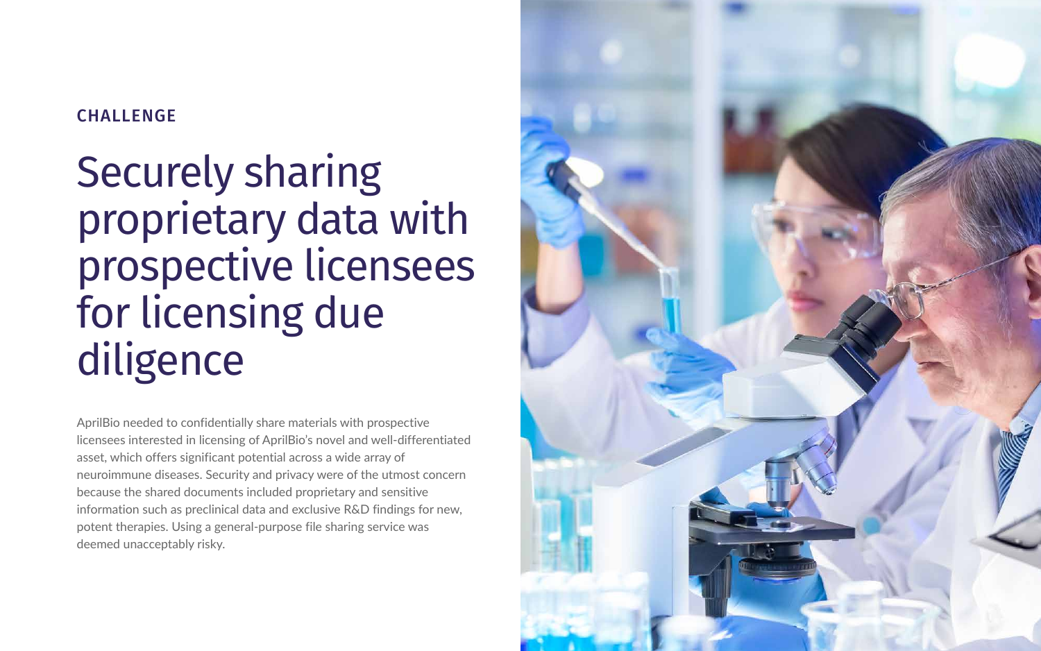## CHALLENGE

# Securely sharing proprietary data with prospective licensees for licensing due diligence

AprilBio needed to confidentially share materials with prospective licensees interested in licensing of AprilBio's novel and well-differentiated asset, which offers significant potential across a wide array of neuroimmune diseases. Security and privacy were of the utmost concern because the shared documents included proprietary and sensitive information such as preclinical data and exclusive R&D findings for new, potent therapies. Using a general-purpose file sharing service was deemed unacceptably risky.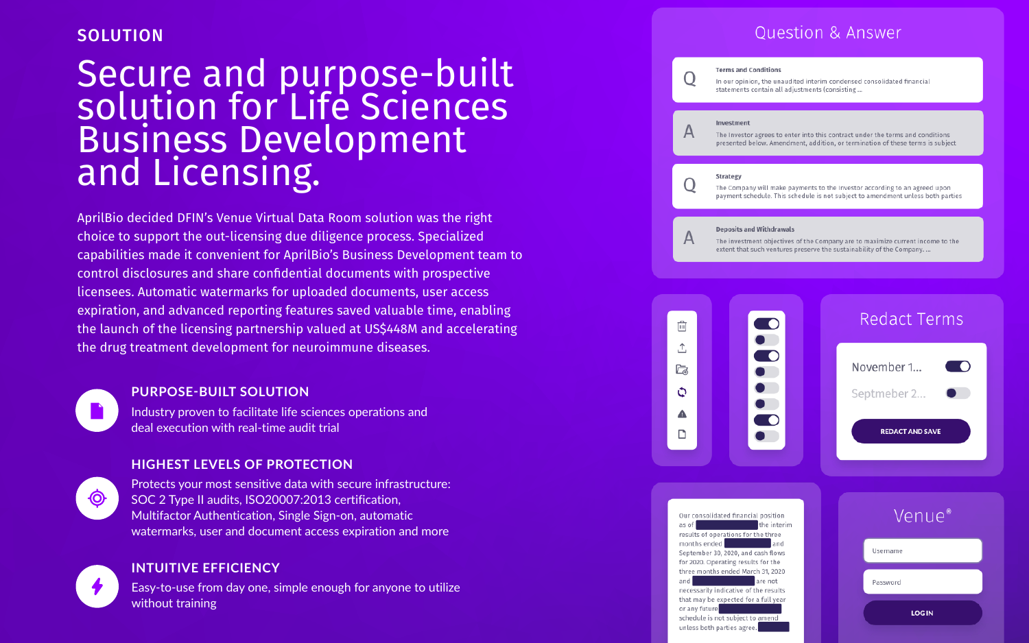SOLUTION

# Secure and purpose-built solution for Life Sciences Business Development and Licensing.

AprilBio decided DFIN's Venue Virtual Data Room solution was the right choice to support the out-licensing due diligence process. Specialized capabilities made it convenient for AprilBio's Business Development team to control disclosures and share confidential documents with prospective licensees. Automatic watermarks for uploaded documents, user access expiration, and advanced reporting features saved valuable time, enabling the launch of the licensing partnership valued at US$448M and accelerating the drug treatment development for neuroimmune diseases.

## PURPOSE-BUILT SOLUTION

Industry proven to facilitate life sciences operations and deal execution with real-time audit trial

## HIGHEST LEVELS OF PROTECTION

Protects your most sensitive data with secure infrastructure: SOC 2 Type II audits, ISO20007:2013 certification, Multifactor Authentication, Single Sign-on, automatic watermarks, user and document access expiration and more

## INTUITIVE EFFICIENCY

Easy-to-use from day one, simple enough for anyone to utilize without training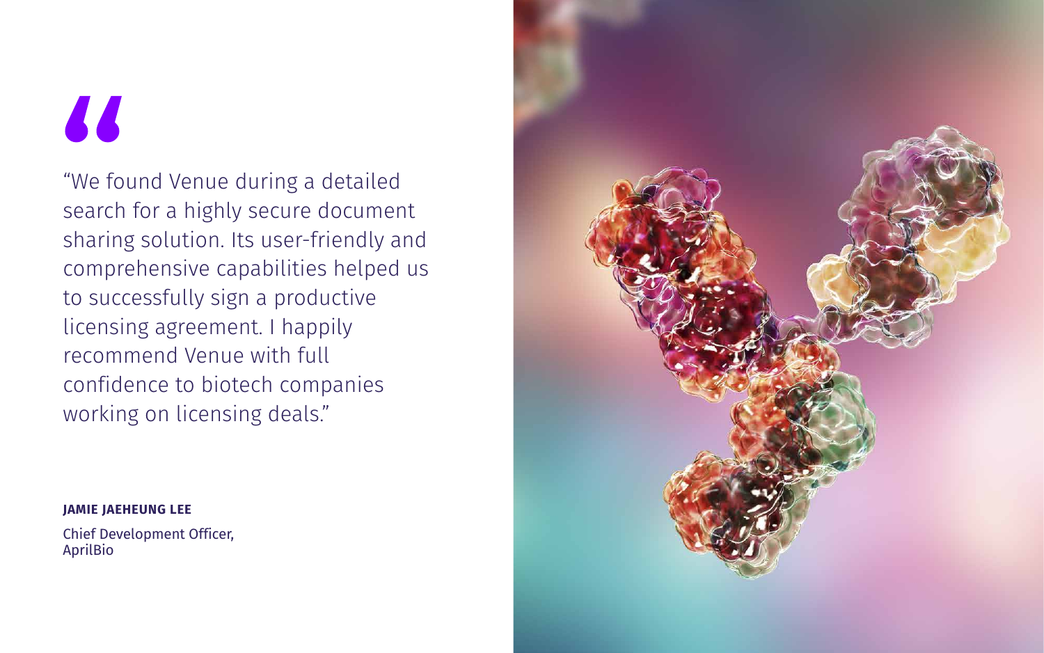> "We found Venue during a detailed search for a highly secure document sharing solution. Its user-friendly and comprehensive capabilities helped us to successfully sign a productive licensing agreement. I happily recommend Venue with full confidence to biotech companies working on licensing deals."

**JAMIE JAEHEUNG LEE**

Chief Development Officer,
AprilBio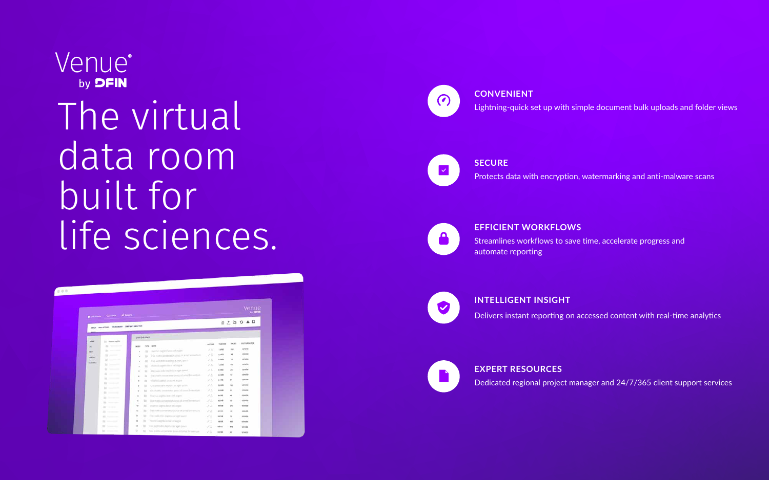Venue®
by DFIN

# The virtual data room built for life sciences.

**CONVENIENT**
Lightning-quick set up with simple document bulk uploads and folder views

**SECURE**
Protects data with encryption, watermarking and anti-malware scans

**EFFICIENT WORKFLOWS**
Streamlines workflows to save time, accelerate progress and automate reporting

**INTELLIGENT INSIGHT**
Delivers instant reporting on accessed content with real-time analytics

**EXPERT RESOURCES**
Dedicated regional project manager and 24/7/365 client support services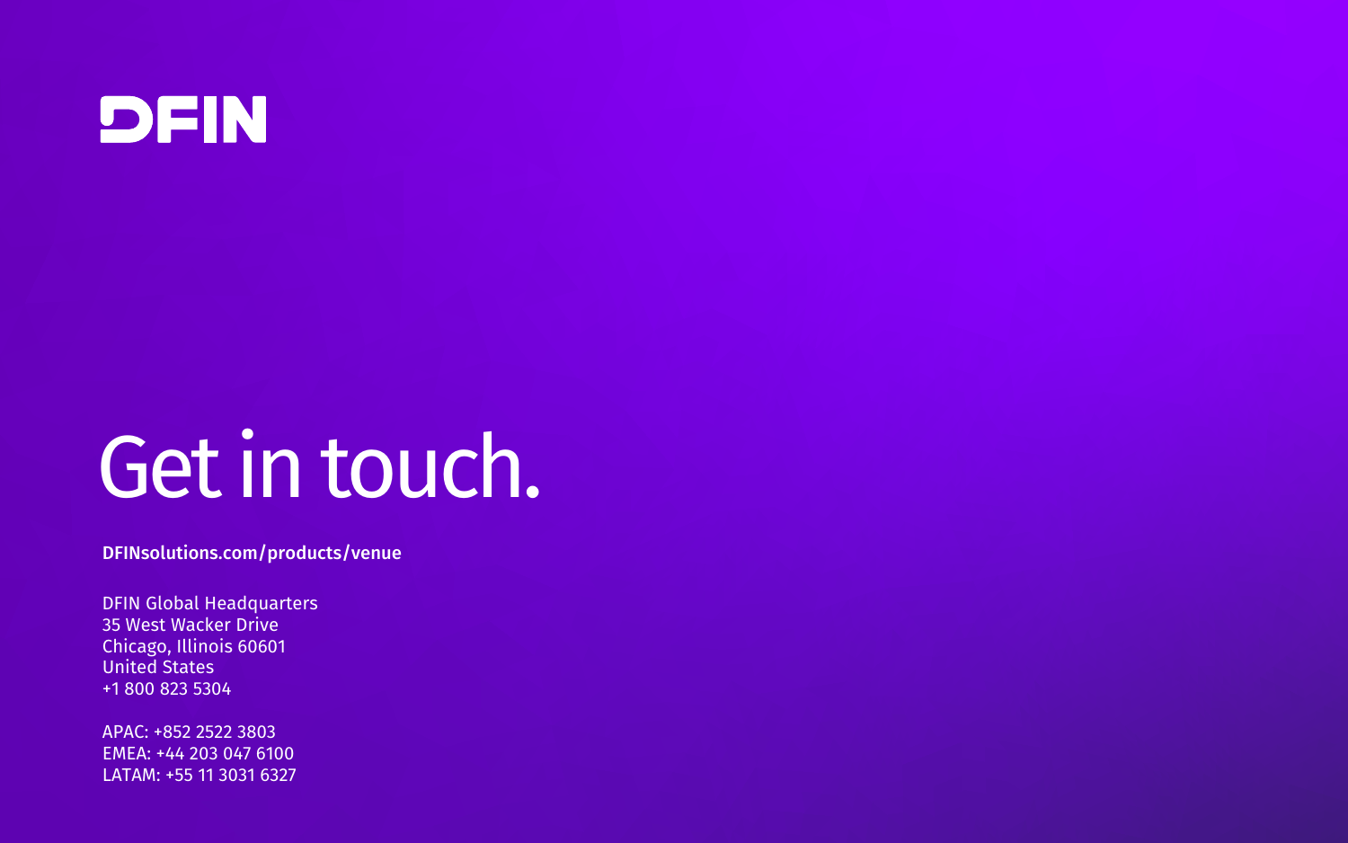DFIN

# Get in touch.

**DFINsolutions.com/products/venue**

DFIN Global Headquarters
35 West Wacker Drive
Chicago, Illinois 60601
United States
+1 800 823 5304

APAC: +852 2522 3803
EMEA: +44 203 047 6100
LATAM: +55 11 3031 6327